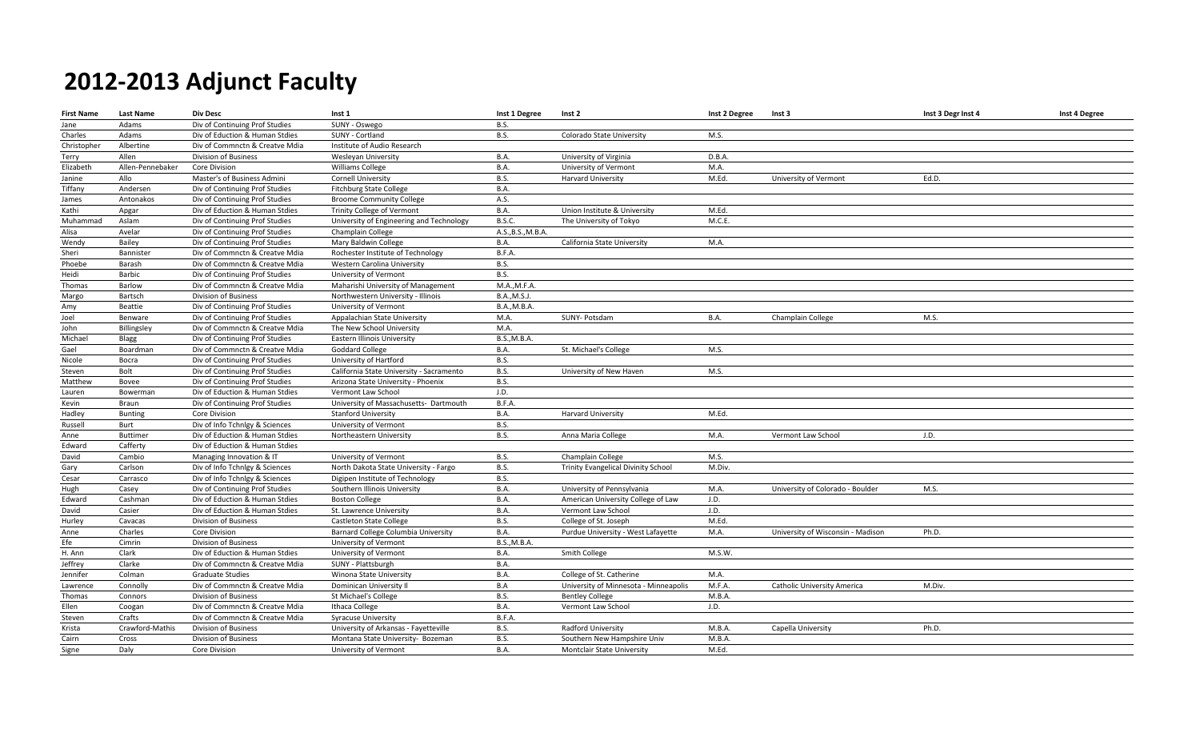# 2012-2013 Adjunct Faculty

| First Name | Last Name | Div Desc | Inst 1 | Inst 1 Degree | Inst 2 | Inst 2 Degree | Inst 3 | Inst 3 Degr | Inst 4 | Inst 4 Degree |
|---|---|---|---|---|---|---|---|---|---|---|
| Jane | Adams | Div of Continuing Prof Studies | SUNY - Oswego | B.S. | | | | | | |
| Charles | Adams | Div of Eduction & Human Stdies | SUNY - Cortland | B.S. | Colorado State University | M.S. | | | | |
| Christopher | Albertine | Div of Commnctn & Creatve Mdia | Institute of Audio Research | | | | | | | |
| Terry | Allen | Division of Business | Wesleyan University | B.A. | University of Virginia | D.B.A. | | | | |
| Elizabeth | Allen-Pennebaker | Core Division | Williams College | B.A. | University of Vermont | M.A. | | | | |
| Janine | Allo | Master's of Business Admini | Cornell University | B.S. | Harvard University | M.Ed. | University of Vermont | Ed.D. | | |
| Tiffany | Andersen | Div of Continuing Prof Studies | Fitchburg State College | B.A. | | | | | | |
| James | Antonakos | Div of Continuing Prof Studies | Broome Community College | A.S. | | | | | | |
| Kathi | Apgar | Div of Eduction & Human Stdies | Trinity College of Vermont | B.A. | Union Institute & University | M.Ed. | | | | |
| Muhammad | Aslam | Div of Continuing Prof Studies | University of Engineering and Technology | B.S.C. | The University of Tokyo | M.C.E. | | | | |
| Alisa | Avelar | Div of Continuing Prof Studies | Champlain College | A.S.,B.S.,M.B.A. | | | | | | |
| Wendy | Bailey | Div of Continuing Prof Studies | Mary Baldwin College | B.A. | California State University | M.A. | | | | |
| Sheri | Bannister | Div of Commnctn & Creatve Mdia | Rochester Institute of Technology | B.F.A. | | | | | | |
| Phoebe | Barash | Div of Commnctn & Creatve Mdia | Western Carolina University | B.S. | | | | | | |
| Heidi | Barbic | Div of Continuing Prof Studies | University of Vermont | B.S. | | | | | | |
| Thomas | Barlow | Div of Commnctn & Creatve Mdia | Maharishi University of Management | M.A.,M.F.A. | | | | | | |
| Margo | Bartsch | Division of Business | Northwestern University - Illinois | B.A.,M.S.J. | | | | | | |
| Amy | Beattie | Div of Continuing Prof Studies | University of Vermont | B.A.,M.B.A. | | | | | | |
| Joel | Benware | Div of Continuing Prof Studies | Appalachian State University | M.A. | SUNY- Potsdam | B.A. | Champlain College | M.S. | | |
| John | Billingsley | Div of Commnctn & Creatve Mdia | The New School University | M.A. | | | | | | |
| Michael | Blagg | Div of Continuing Prof Studies | Eastern Illinois University | B.S.,M.B.A. | | | | | | |
| Gael | Boardman | Div of Commnctn & Creatve Mdia | Goddard College | B.A. | St. Michael's College | M.S. | | | | |
| Nicole | Bocra | Div of Continuing Prof Studies | University of Hartford | B.S. | | | | | | |
| Steven | Bolt | Div of Continuing Prof Studies | California State University - Sacramento | B.S. | University of New Haven | M.S. | | | | |
| Matthew | Bovee | Div of Continuing Prof Studies | Arizona State University - Phoenix | B.S. | | | | | | |
| Lauren | Bowerman | Div of Eduction & Human Stdies | Vermont Law School | J.D. | | | | | | |
| Kevin | Braun | Div of Continuing Prof Studies | University of Massachusetts- Dartmouth | B.F.A. | | | | | | |
| Hadley | Bunting | Core Division | Stanford University | B.A. | Harvard University | M.Ed. | | | | |
| Russell | Burt | Div of Info Tchnlgy & Sciences | University of Vermont | B.S. | | | | | | |
| Anne | Buttimer | Div of Eduction & Human Stdies | Northeastern University | B.S. | Anna Maria College | M.A. | Vermont Law School | J.D. | | |
| Edward | Cafferty | Div of Eduction & Human Stdies | | | | | | | | |
| David | Cambio | Managing Innovation & IT | University of Vermont | B.S. | Champlain College | M.S. | | | | |
| Gary | Carlson | Div of Info Tchnlgy & Sciences | North Dakota State University - Fargo | B.S. | Trinity Evangelical Divinity School | M.Div. | | | | |
| Cesar | Carrasco | Div of Info Tchnlgy & Sciences | Digipen Institute of Technology | B.S. | | | | | | |
| Hugh | Casey | Div of Continuing Prof Studies | Southern Illinois University | B.A. | University of Pennsylvania | M.A. | University of Colorado - Boulder | M.S. | | |
| Edward | Cashman | Div of Eduction & Human Stdies | Boston College | B.A. | American University College of Law | J.D. | | | | |
| David | Casier | Div of Eduction & Human Stdies | St. Lawrence University | B.A. | Vermont Law School | J.D. | | | | |
| Hurley | Cavacas | Division of Business | Castleton State College | B.S. | College of St. Joseph | M.Ed. | | | | |
| Anne | Charles | Core Division | Barnard College Columbia University | B.A. | Purdue University - West Lafayette | M.A. | University of Wisconsin - Madison | Ph.D. | | |
| Efe | Cimrin | Division of Business | University of Vermont | B.S.,M.B.A. | | | | | | |
| H. Ann | Clark | Div of Eduction & Human Stdies | University of Vermont | B.A. | Smith College | M.S.W. | | | | |
| Jeffrey | Clarke | Div of Commnctn & Creatve Mdia | SUNY - Plattsburgh | B.A. | | | | | | |
| Jennifer | Colman | Graduate Studies | Winona State University | B.A. | College of St. Catherine | M.A. | | | | |
| Lawrence | Connolly | Div of Commnctn & Creatve Mdia | Dominican University Il | B.A | University of Minnesota - Minneapolis | M.F.A. | Catholic University America | M.Div. | | |
| Thomas | Connors | Division of Business | St Michael's College | B.S. | Bentley College | M.B.A. | | | | |
| Ellen | Coogan | Div of Commnctn & Creatve Mdia | Ithaca College | B.A. | Vermont Law School | J.D. | | | | |
| Steven | Crafts | Div of Commnctn & Creatve Mdia | Syracuse University | B.F.A. | | | | | | |
| Krista | Crawford-Mathis | Division of Business | University of Arkansas - Fayetteville | B.S. | Radford University | M.B.A. | Capella University | Ph.D. | | |
| Cairn | Cross | Division of Business | Montana State University- Bozeman | B.S. | Southern New Hampshire Univ | M.B.A. | | | | |
| Signe | Daly | Core Division | University of Vermont | B.A. | Montclair State University | M.Ed. | | | | |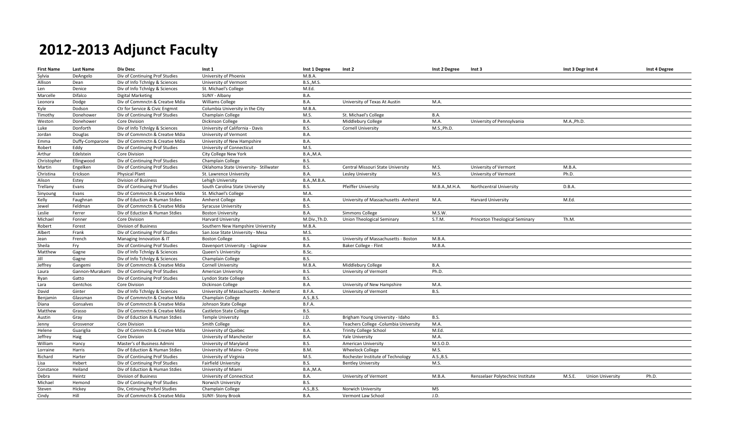# 2012-2013 Adjunct Faculty

| First Name | Last Name | Div Desc | Inst 1 | Inst 1 Degree | Inst 2 | Inst 2 Degree | Inst 3 | Inst 3 Degr | Inst 4 | Inst 4 Degree |
|---|---|---|---|---|---|---|---|---|---|---|
| Sylvia | DeAngelo | Div of Continuing Prof Studies | University of Phoenix | M.B.A. | | | | | | |
| Allison | Dean | Div of Info Tchnlgy & Sciences | University of Vermont | B.S.,M.S. | | | | | | |
| Len | Denice | Div of Info Tchnlgy & Sciences | St. Michael's College | M.Ed. | | | | | | |
| Marcelle | Difalco | Digital Marketing | SUNY - Albany | B.A. | | | | | | |
| Leonora | Dodge | Div of Commnctn & Creatve Mdia | Williams College | B.A. | University of Texas At Austin | M.A. | | | | |
| Kyle | Dodson | Ctr for Service & Civic Engmnt | Columbia University in the City | M.B.A. | | | | | | |
| Timothy | Donehower | Div of Continuing Prof Studies | Champlain College | M.S. | St. Michael's College | B.A. | | | | |
| Weston | Donehower | Core Division | Dickinson College | B.A. | Middlebury College | M.A. | University of Pennsylvania | M.A.,Ph.D. | | |
| Luke | Donforth | Div of Info Tchnlgy & Sciences | University of California - Davis | B.S. | Cornell University | M.S.,Ph.D. | | | | |
| Jordan | Douglas | Div of Commnctn & Creatve Mdia | University of Vermont | B.A. | | | | | | |
| Emma | Duffy-Comparone | Div of Commnctn & Creatve Mdia | University of New Hampshire | B.A. | | | | | | |
| Robert | Eddy | Div of Continuing Prof Studies | University of Connecticut | M.S. | | | | | | |
| Arthur | Edelstein | Core Division | City College New York | B.A.,M.A. | | | | | | |
| Christopher | Ellingwood | Div of Continuing Prof Studies | Champlain College | B.S. | | | | | | |
| Martin | Engelken | Div of Continuing Prof Studies | Oklahoma State University- Stillwater | B.S. | Central Missouri State University | M.S. | University of Vermont | M.B.A. | | |
| Christina | Erickson | Physical Plant | St. Lawrence University | B.A. | Lesley University | M.S. | University of Vermont | Ph.D. | | |
| Alison | Estey | Division of Business | Lehigh University | B.A.,M.B.A. | | | | | | |
| Trellany | Evans | Div of Continuing Prof Studies | South Carolina State University | B.S. | Pfeiffer University | M.B.A.,M.H.A. | Northcentral University | D.B.A. | | |
| Sinyoung | Evans | Div of Commnctn & Creatve Mdia | St. Michael's College | M.A. | | | | | | |
| Kelly | Faughnan | Div of Eduction & Human Stdies | Amherst College | B.A. | University of Massachusetts -Amherst | M.A. | Harvard University | M.Ed. | | |
| Jewel | Feldman | Div of Commnctn & Creatve Mdia | Syracuse University | B.S. | | | | | | |
| Leslie | Ferrer | Div of Eduction & Human Stdies | Boston University | B.A. | Simmons College | M.S.W. | | | | |
| Michael | Fonner | Core Division | Harvard University | M.Div.,Th.D. | Union Theological Seminary | S.T.M. | Princeton Theological Seminary | Th.M. | | |
| Robert | Forest | Division of Business | Southern New Hampshire University | M.B.A. | | | | | | |
| Albert | Frank | Div of Continuing Prof Studies | San Jose State University - Mesa | M.S. | | | | | | |
| Jean | French | Managing Innovation & IT | Boston College | B.S. | University of Massachusetts - Boston | M.B.A. | | | | |
| Sheila | Fry | Div of Continuing Prof Studies | Davenport University - Saginaw | B.A. | Baker College - Flint | M.B.A. | | | | |
| Matthew | Gagne | Div of Info Tchnlgy & Sciences | Queen's University | B.Sc. | | | | | | |
| Jill | Gagne | Div of Info Tchnlgy & Sciences | Champlain College | B.S. | | | | | | |
| Jeffrey | Gangemi | Div of Commnctn & Creatve Mdia | Cornell University | M.B.A. | Middlebury College | B.A. | | | | |
| Laura | Gannon-Murakami | Div of Continuing Prof Studies | American University | B.S. | University of Vermont | Ph.D. | | | | |
| Ryan | Gatto | Div of Continuing Prof Studies | Lyndon State College | B.S. | | | | | | |
| Lara | Gentchos | Core Division | Dickinson College | B.A. | University of New Hampshire | M.A. | | | | |
| David | Ginter | Div of Info Tchnlgy & Sciences | University of Massachusetts - Amherst | B.F.A. | University of Vermont | B.S. | | | | |
| Benjamin | Glassman | Div of Commnctn & Creatve Mdia | Champlain College | A.S.,B.S. | | | | | | |
| Diana | Gonsalves | Div of Commnctn & Creatve Mdia | Johnson State College | B.F.A. | | | | | | |
| Matthew | Grasso | Div of Commnctn & Creatve Mdia | Castleton State College | B.S. | | | | | | |
| Austin | Gray | Div of Eduction & Human Stdies | Temple University | J.D. | Brigham Young University - Idaho | B.S. | | | | |
| Jenny | Grosvenor | Core Division | Smith College | B.A. | Teachers College -Columbia University | M.A. | | | | |
| Helene | Guariglia | Div of Commnctn & Creatve Mdia | University of Quebec | B.A. | Trinity College School | M.Ed. | | | | |
| Jeffrey | Haig | Core Division | University of Manchester | B.A. | Yale University | M.A. | | | | |
| William | Hancy | Master's of Business Admini | University of Maryland | B.S. | American University | M.S.O.D. | | | | |
| Lorraine | Harris | Div of Eduction & Human Stdies | University of Maine - Orono | B.M. | Wheelock College | M.S. | | | | |
| Richard | Harter | Div of Continuing Prof Studies | University of Virginia | M.S. | Rochester Institute of Technology | A.S.,B.S. | | | | |
| Lisa | Hebert | Div of Continuing Prof Studies | Fairfield University | B.S. | Bentley University | M.S. | | | | |
| Constance | Heiland | Div of Eduction & Human Stdies | University of Miami | B.A.,M.A. | | | | | | |
| Debra | Heintz | Division of Business | University of Connecticut | B.A. | University of Vermont | M.B.A. | Rensselaer Polytechnic Institute | M.S.E. | Union University | Ph.D. |
| Michael | Hemond | Div of Continuing Prof Studies | Norwich University | B.S. | | | | | | |
| Steven | Hickey | Div, Cntinuing Profsnl Studies | Champlain College | A.S.,B.S. | Norwich University | MS | | | | |
| Cindy | Hill | Div of Commnctn & Creatve Mdia | SUNY- Stony Brook | B.A. | Vermont Law School | J.D. | | | | |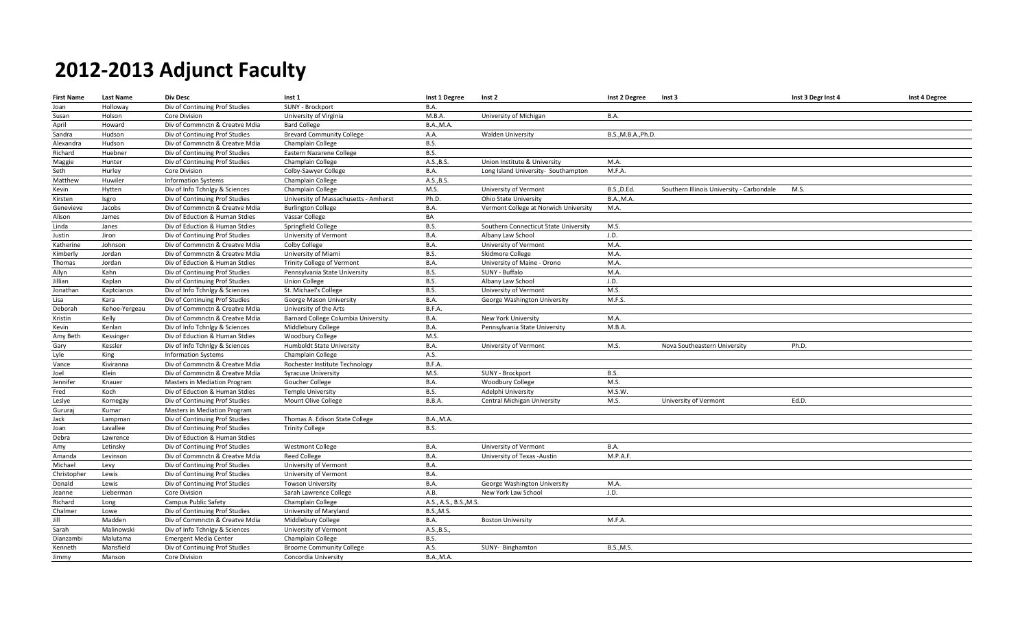# 2012-2013 Adjunct Faculty

| First Name | Last Name | Div Desc | Inst 1 | Inst 1 Degree | Inst 2 | Inst 2 Degree | Inst 3 | Inst 3 Degr | Inst 4 | Inst 4 Degree |
|---|---|---|---|---|---|---|---|---|---|---|
| Joan | Holloway | Div of Continuing Prof Studies | SUNY - Brockport | B.A. | | | | | | |
| Susan | Holson | Core Division | University of Virginia | M.B.A. | University of Michigan | B.A. | | | | |
| April | Howard | Div of Commnctn & Creatve Mdia | Bard College | B.A.,M.A. | | | | | | |
| Sandra | Hudson | Div of Continuing Prof Studies | Brevard Community College | A.A. | Walden University | B.S.,M.B.A.,Ph.D. | | | | |
| Alexandra | Hudson | Div of Commnctn & Creatve Mdia | Champlain College | B.S. | | | | | | |
| Richard | Huebner | Div of Continuing Prof Studies | Eastern Nazarene College | B.S. | | | | | | |
| Maggie | Hunter | Div of Continuing Prof Studies | Champlain College | A.S.,B.S. | Union Institute & University | M.A. | | | | |
| Seth | Hurley | Core Division | Colby-Sawyer College | B.A. | Long Island University- Southampton | M.F.A. | | | | |
| Matthew | Huwiler | Information Systems | Champlain College | A.S.,B.S. | | | | | | |
| Kevin | Hytten | Div of Info Tchnlgy & Sciences | Champlain College | M.S. | University of Vermont | B.S.,D.Ed. | Southern Illinois University - Carbondale | M.S. | | |
| Kirsten | Isgro | Div of Continuing Prof Studies | University of Massachusetts - Amherst | Ph.D. | Ohio State University | B.A.,M.A. | | | | |
| Genevieve | Jacobs | Div of Commnctn & Creatve Mdia | Burlington College | B.A. | Vermont College at Norwich University | M.A. | | | | |
| Alison | James | Div of Eduction & Human Stdies | Vassar College | BA | | | | | | |
| Linda | Janes | Div of Eduction & Human Stdies | Springfield College | B.S. | Southern Connecticut State University | M.S. | | | | |
| Justin | Jiron | Div of Continuing Prof Studies | University of Vermont | B.A. | Albany Law School | J.D. | | | | |
| Katherine | Johnson | Div of Commnctn & Creatve Mdia | Colby College | B.A. | University of Vermont | M.A. | | | | |
| Kimberly | Jordan | Div of Commnctn & Creatve Mdia | University of Miami | B.S. | Skidmore College | M.A. | | | | |
| Thomas | Jordan | Div of Eduction & Human Stdies | Trinity College of Vermont | B.A. | University of Maine - Orono | M.A. | | | | |
| Allyn | Kahn | Div of Continuing Prof Studies | Pennsylvania State University | B.S. | SUNY - Buffalo | M.A. | | | | |
| Jillian | Kaplan | Div of Continuing Prof Studies | Union College | B.S. | Albany Law School | J.D. | | | | |
| Jonathan | Kaptcianos | Div of Info Tchnlgy & Sciences | St. Michael's College | B.S. | University of Vermont | M.S. | | | | |
| Lisa | Kara | Div of Continuing Prof Studies | George Mason University | B.A. | George Washington University | M.F.S. | | | | |
| Deborah | Kehoe-Yergeau | Div of Commnctn & Creatve Mdia | University of the Arts | B.F.A. | | | | | | |
| Kristin | Kelly | Div of Commnctn & Creatve Mdia | Barnard College Columbia University | B.A. | New York University | M.A. | | | | |
| Kevin | Kenlan | Div of Info Tchnlgy & Sciences | Middlebury College | B.A. | Pennsylvania State University | M.B.A. | | | | |
| Amy Beth | Kessinger | Div of Eduction & Human Stdies | Woodbury College | M.S. | | | | | | |
| Gary | Kessler | Div of Info Tchnlgy & Sciences | Humboldt State University | B.A. | University of Vermont | M.S. | Nova Southeastern University | Ph.D. | | |
| Lyle | King | Information Systems | Champlain College | A.S. | | | | | | |
| Vance | Kiviranna | Div of Commnctn & Creatve Mdia | Rochester Institute Technology | B.F.A. | | | | | | |
| Joel | Klein | Div of Commnctn & Creatve Mdia | Syracuse University | M.S. | SUNY - Brockport | B.S. | | | | |
| Jennifer | Knauer | Masters in Mediation Program | Goucher College | B.A. | Woodbury College | M.S. | | | | |
| Fred | Koch | Div of Eduction & Human Stdies | Temple University | B.S. | Adelphi University | M.S.W. | | | | |
| Leslye | Kornegay | Div of Continuing Prof Studies | Mount Olive College | B.B.A. | Central Michigan University | M.S. | University of Vermont | Ed.D. | | |
| Gururaj | Kumar | Masters in Mediation Program | | | | | | | | |
| Jack | Lampman | Div of Continuing Prof Studies | Thomas A. Edison State College | B.A.,M.A. | | | | | | |
| Joan | Lavallee | Div of Continuing Prof Studies | Trinity College | B.S. | | | | | | |
| Debra | Lawrence | Div of Eduction & Human Stdies | | | | | | | | |
| Amy | Letinsky | Div of Continuing Prof Studies | Westmont College | B.A. | University of Vermont | B.A. | | | | |
| Amanda | Levinson | Div of Commnctn & Creatve Mdia | Reed College | B.A. | University of Texas -Austin | M.P.A.F. | | | | |
| Michael | Levy | Div of Continuing Prof Studies | University of Vermont | B.A. | | | | | | |
| Christopher | Lewis | Div of Continuing Prof Studies | University of Vermont | B.A. | | | | | | |
| Donald | Lewis | Div of Continuing Prof Studies | Towson University | B.A. | George Washington University | M.A. | | | | |
| Jeanne | Lieberman | Core Division | Sarah Lawrence College | A.B. | New York Law School | J.D. | | | | |
| Richard | Long | Campus Public Safety | Champlain College | A.S., A.S., B.S.,M.S. | | | | | | |
| Chalmer | Lowe | Div of Continuing Prof Studies | University of Maryland | B.S.,M.S. | | | | | | |
| Jill | Madden | Div of Commnctn & Creatve Mdia | Middlebury College | B.A. | Boston University | M.F.A. | | | | |
| Sarah | Malinowski | Div of Info Tchnlgy & Sciences | University of Vermont | A.S.,B.S., | | | | | | |
| Dianzambi | Malutama | Emergent Media Center | Champlain College | B.S. | | | | | | |
| Kenneth | Mansfield | Div of Continuing Prof Studies | Broome Community College | A.S. | SUNY- Binghamton | B.S.,M.S. | | | | |
| Jimmy | Manson | Core Division | Concordia University | B.A.,M.A. | | | | | | |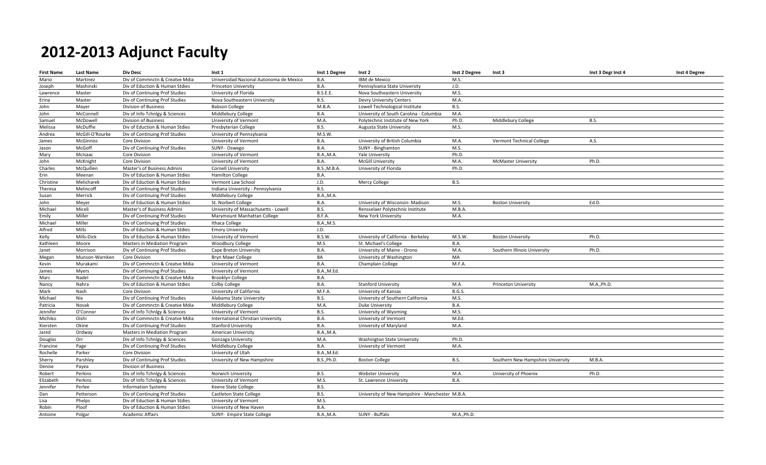# 2012-2013 Adjunct Faculty

| First Name | Last Name | Div Desc | Inst 1 | Inst 1 Degree | Inst 2 | Inst 2 Degree | Inst 3 | Inst 3 Degr | Inst 4 | Inst 4 Degree |
|---|---|---|---|---|---|---|---|---|---|---|
| Mario | Martinez | Div of Commnctn & Creatve Mdia | Universidad Nacional Autonoma de Mexico | B.A. | IBM de Mexico | M.S. | | | | |
| Joseph | Mashinski | Div of Eduction & Human Stdies | Princeton University | B.A. | Pennsylvania State University | J.D. | | | | |
| Lawrence | Master | Div of Continuing Prof Studies | University of Florida | B.S.E.E. | Nova Southeastern University | M.S. | | | | |
| Erina | Master | Div of Continuing Prof Studies | Nova Southeastern University | B.S. | Devry University Centers | M.A. | | | | |
| John | Mayer | Division of Business | Babson College | M.B.A. | Lowell Technological Institute | B.S. | | | | |
| John | McConnell | Div of Info Tchnlgy & Sciences | Middlebury College | B.A. | University of South Carolina - Columbia | M.A. | | | | |
| Samuel | McDowell | Division of Business | University of Vermont | M.A. | Polytechnic Institute of New York | Ph.D. | Middlebury College | B.S. | | |
| Melissa | McDuffie | Div of Eduction & Human Stdies | Presbyterian College | B.S. | Augusta State University | M.S. | | | | |
| Andrea | McGill-O'Rourke | Div of Continuing Prof Studies | University of Pennsylvania | M.S.W. | | | | | | |
| James | McGinniss | Core Division | University of Vermont | B.A. | University of British Columbia | M.A. | Vermont Technical College | A.S. | | |
| Jason | McGoff | Div of Continuing Prof Studies | SUNY- Oswego | B.A. | SUNY - Binghamton | M.S. | | | | |
| Mary | McIsaac | Core Division | University of Vermont | B.A.,M.A. | Yale University | Ph.D. | | | | |
| John | McKnight | Core Division | University of Vermont | B.A. | McGill University | M.A. | McMaster University | Ph.D. | | |
| Charles | McQuillen | Master's of Business Admini | Cornell University | B.S.,M.B.A. | University of Florida | Ph.D. | | | | |
| Erin | Meenan | Div of Eduction & Human Stdies | Hamilton College | B.A. | | | | | | |
| Christine | Melicharek | Div of Eduction & Human Stdies | Vermont Law School | J.D. | Mercy College | B.S. | | | | |
| Theresa | Melincoff | Div of Continuing Prof Studies | Indiana University - Pennsylvania | B.S. | | | | | | |
| Susan | Merrick | Div of Continuing Prof Studies | Middlebury College | B.A.,M.A. | | | | | | |
| John | Meyer | Div of Eduction & Human Stdies | St. Norbert College | B.A. | University of Wisconsin- Madison | M.S. | Boston University | Ed.D. | | |
| Michael | Miceli | Master's of Business Admini | University of Massachusetts - Lowell | B.S. | Rensselaer Polytechnic Institute | M.B.A. | | | | |
| Emily | Miller | Div of Continuing Prof Studies | Marymount Manhattan College | B.F.A. | New York University | M.A. | | | | |
| Michael | Miller | Div of Continuing Prof Studies | Ithaca College | B.A.,M.S. | | | | | | |
| Alfred | Mills | Div of Eduction & Human Stdies | Emory University | J.D. | | | | | | |
| Kelly | Mills-Dick | Div of Eduction & Human Stdies | University of Vermont | B.S.W. | University of California - Berkeley | M.S.W. | Boston University | Ph.D. | | |
| Kathleen | Moore | Masters in Mediation Program | Woodbury College | M.S. | St. Michael's College | B.A. | | | | |
| Janet | Morrison | Div of Continuing Prof Studies | Cape Breton University | B.A. | University of Maine - Orono | M.A. | Southern Illinois University | Ph.D. | | |
| Megan | Munson-Warnken | Core Division | Bryn Mawr College | BA | University of Washington | MA | | | | |
| Kevin | Murakami | Div of Commnctn & Creatve Mdia | University of Vermont | B.A. | Champlain College | M.F.A. | | | | |
| James | Myers | Div of Continuing Prof Studies | University of Vermont | B.A.,M.Ed. | | | | | | |
| Marc | Nadel | Div of Commnctn & Creatve Mdia | Brooklyn College | B.A. | | | | | | |
| Nancy | Nahra | Div of Eduction & Human Stdies | Colby College | B.A. | Stanford University | M.A. | Princeton University | M.A.,Ph.D. | | |
| Mark | Nash | Core Division | University of California | M.F.A. | University of Kansas | B.G.S. | | | | |
| Michael | Nix | Div of Continuing Prof Studies | Alabama State University | B.S. | University of Southern California | M.S. | | | | |
| Patricia | Novak | Div of Commnctn & Creatve Mdia | Middlebury College | M.A. | Duke University | B.A. | | | | |
| Jennifer | O'Connor | Div of Info Tchnlgy & Sciences | University of Vermont | B.S. | University of Wyoming | M.S. | | | | |
| Michiko | Oishi | Div of Commnctn & Creatve Mdia | International Christian University | B.A. | University of Vermont | M.Ed. | | | | |
| Kiersten | Okine | Div of Continuing Prof Studies | Stanford University | B.A. | University of Maryland | M.A. | | | | |
| Jared | Ordway | Masters in Mediation Program | American University | B.A.,M.A. | | | | | | |
| Douglas | Orr | Div of Info Tchnlgy & Sciences | Gonzaga University | M.A. | Washington State University | Ph.D. | | | | |
| Francine | Page | Div of Continuing Prof Studies | Middlebury College | B.A. | University of Vermont | M.A. | | | | |
| Rochelle | Parker | Core Division | University of Utah | B.A.,M.Ed. | | | | | | |
| Sherry | Parshley | Div of Continuing Prof Studies | University of New Hampshire | B.S.,Ph.D. | Boston College | B.S. | Southern New Hampshire University | M.B.A. | | |
| Denise | Payea | Division of Business | | | | | | | | |
| Robert | Perkins | Div of Info Tchnlgy & Sciences | Norwich University | B.S. | Webster University | M.A. | University of Phoenix | Ph.D. | | |
| Elizabeth | Perkins | Div of Info Tchnlgy & Sciences | University of Vermont | M.S. | St. Lawrence University | B.A. | | | | |
| Jennifer | Perlee | Information Systems | Keene State College | B.S. | | | | | | |
| Dan | Petterson | Div of Continuing Prof Studies | Castleton State College | B.S. | University of New Hampshire - Manchester | M.B.A. | | | | |
| Lisa | Phelps | Div of Eduction & Human Stdies | University of Vermont | M.S. | | | | | | |
| Robin | Ploof | Div of Eduction & Human Stdies | University of New Haven | B.A. | | | | | | |
| Antoine | Polgar | Academic Affairs | SUNY- Empire State College | B.A.,M.A. | SUNY - Buffalo | M.A.,Ph.D. | | | | |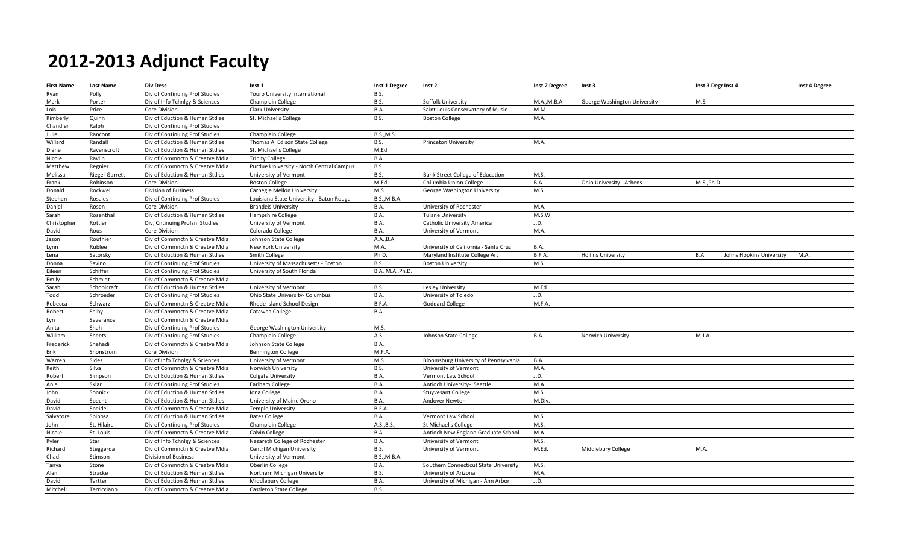# 2012-2013 Adjunct Faculty

| First Name | Last Name | Div Desc | Inst 1 | Inst 1 Degree | Inst 2 | Inst 2 Degree | Inst 3 | Inst 3 Degr | Inst 4 | Inst 4 Degree |
|---|---|---|---|---|---|---|---|---|---|---|
| Ryan | Polly | Div of Continuing Prof Studies | Touro University International | B.S. | | | | | | |
| Mark | Porter | Div of Info Tchnlgy & Sciences | Champlain College | B.S. | Suffolk University | M.A.,M.B.A. | George Washington University | M.S. | | |
| Lois | Price | Core Division | Clark University | B.A. | Saint Louis Conservatory of Music | M.M. | | | | |
| Kimberly | Quinn | Div of Eduction & Human Stdies | St. Michael's College | B.S. | Boston College | M.A. | | | | |
| Chandler | Ralph | Div of Continuing Prof Studies | | | | | | | | |
| Julie | Rancont | Div of Continuing Prof Studies | Champlain College | B.S.,M.S. | | | | | | |
| Willard | Randall | Div of Eduction & Human Stdies | Thomas A. Edison State College | B.S. | Princeton University | M.A. | | | | |
| Diane | Ravenscroft | Div of Eduction & Human Stdies | St. Michael's College | M.Ed. | | | | | | |
| Nicole | Ravlin | Div of Commnctn & Creatve Mdia | Trinity College | B.A. | | | | | | |
| Matthew | Regnier | Div of Commnctn & Creatve Mdia | Purdue University - North Central Campus | B.S. | | | | | | |
| Melissa | Riegel-Garrett | Div of Eduction & Human Stdies | University of Vermont | B.S. | Bank Street College of Education | M.S. | | | | |
| Frank | Robinson | Core Division | Boston College | M.Ed. | Columbia Union College | B.A. | Ohio University- Athens | M.S.,Ph.D. | | |
| Donald | Rockwell | Division of Business | Carnegie Mellon University | M.S. | George Washington University | M.S. | | | | |
| Stephen | Rosales | Div of Continuing Prof Studies | Louisiana State University - Baton Rouge | B.S.,M.B.A. | | | | | | |
| Daniel | Rosen | Core Division | Brandeis University | B.A. | University of Rochester | M.A. | | | | |
| Sarah | Rosenthal | Div of Eduction & Human Stdies | Hampshire College | B.A. | Tulane University | M.S.W. | | | | |
| Christopher | Rottler | Div, Cntinuing Profsnl Studies | University of Vermont | B.A. | Catholic University America | J.D. | | | | |
| David | Rous | Core Division | Colorado College | B.A. | University of Vermont | M.A. | | | | |
| Jason | Routhier | Div of Commnctn & Creatve Mdia | Johnson State College | A.A.,B.A. | | | | | | |
| Lynn | Rublee | Div of Commnctn & Creatve Mdia | New York University | M.A. | University of California - Santa Cruz | B.A. | | | | |
| Lena | Satorsky | Div of Eduction & Human Stdies | Smith College | Ph.D. | Maryland Institute College Art | B.F.A. | Hollins University | B.A. | Johns Hopkins University | M.A. |
| Donna | Savino | Div of Continuing Prof Studies | University of Massachusetts - Boston | B.S. | Boston University | M.S. | | | | |
| Eileen | Schiffer | Div of Continuing Prof Studies | University of South Florida | B.A.,M.A.,Ph.D. | | | | | | |
| Emily | Schmidt | Div of Commnctn & Creatve Mdia | | | | | | | | |
| Sarah | Schoolcraft | Div of Eduction & Human Stdies | University of Vermont | B.S. | Lesley University | M.Ed. | | | | |
| Todd | Schroeder | Div of Continuing Prof Studies | Ohio State University- Columbus | B.A. | University of Toledo | J.D. | | | | |
| Rebecca | Schwarz | Div of Commnctn & Creatve Mdia | Rhode Island School Design | B.F.A. | Goddard College | M.F.A. | | | | |
| Robert | Selby | Div of Commnctn & Creatve Mdia | Catawba College | B.A. | | | | | | |
| Lyn | Severance | Div of Commnctn & Creatve Mdia | | | | | | | | |
| Anita | Shah | Div of Continuing Prof Studies | George Washington University | M.S. | | | | | | |
| William | Sheets | Div of Continuing Prof Studies | Champlain College | A.S. | Johnson State College | B.A. | Norwich University | M.J.A. | | |
| Frederick | Shehadi | Div of Commnctn & Creatve Mdia | Johnson State College | B.A. | | | | | | |
| Erik | Shonstrom | Core Division | Bennington College | M.F.A. | | | | | | |
| Warren | Sides | Div of Info Tchnlgy & Sciences | University of Vermont | M.S. | Bloomsburg University of Pennsylvania | B.A. | | | | |
| Keith | Silva | Div of Commnctn & Creatve Mdia | Norwich University | B.S. | University of Vermont | M.A. | | | | |
| Robert | Simpson | Div of Eduction & Human Stdies | Colgate University | B.A. | Vermont Law School | J.D. | | | | |
| Anie | Sklar | Div of Continuing Prof Studies | Earlham College | B.A. | Antioch University- Seattle | M.A. | | | | |
| John | Sonnick | Div of Eduction & Human Stdies | Iona College | B.A. | Stuyvesant College | M.S. | | | | |
| David | Specht | Div of Eduction & Human Stdies | University of Maine Orono | B.A. | Andover Newton | M.Div. | | | | |
| David | Speidel | Div of Commnctn & Creatve Mdia | Temple University | B.F.A. | | | | | | |
| Salvatore | Spinosa | Div of Eduction & Human Stdies | Bates College | B.A. | Vermont Law School | M.S. | | | | |
| John | St. Hilaire | Div of Continuing Prof Studies | Champlain College | A.S.,B.S., | St Michael's College | M.S. | | | | |
| Nicole | St. Louis | Div of Commnctn & Creatve Mdia | Calvin College | B.A. | Antioch New England Graduate School | M.A. | | | | |
| Kyler | Star | Div of Info Tchnlgy & Sciences | Nazareth College of Rochester | B.A. | University of Vermont | M.S. | | | | |
| Richard | Steggerda | Div of Commnctn & Creatve Mdia | Centrl Michigan University | B.S. | University of Vermont | M.Ed. | Middlebury College | M.A. | | |
| Chad | Stimson | Division of Business | University of Vermont | B.S.,M.B.A. | | | | | | |
| Tanya | Stone | Div of Commnctn & Creatve Mdia | Oberlin College | B.A. | Southern Connecticut State University | M.S. | | | | |
| Alan | Stracke | Div of Eduction & Human Stdies | Northern Michigan University | B.S. | University of Arizona | M.A. | | | | |
| David | Tartter | Div of Eduction & Human Stdies | Middlebury College | B.A. | University of Michigan - Ann Arbor | J.D. | | | | |
| Mitchell | Terricciano | Div of Commnctn & Creatve Mdia | Castleton State College | B.S. | | | | | | |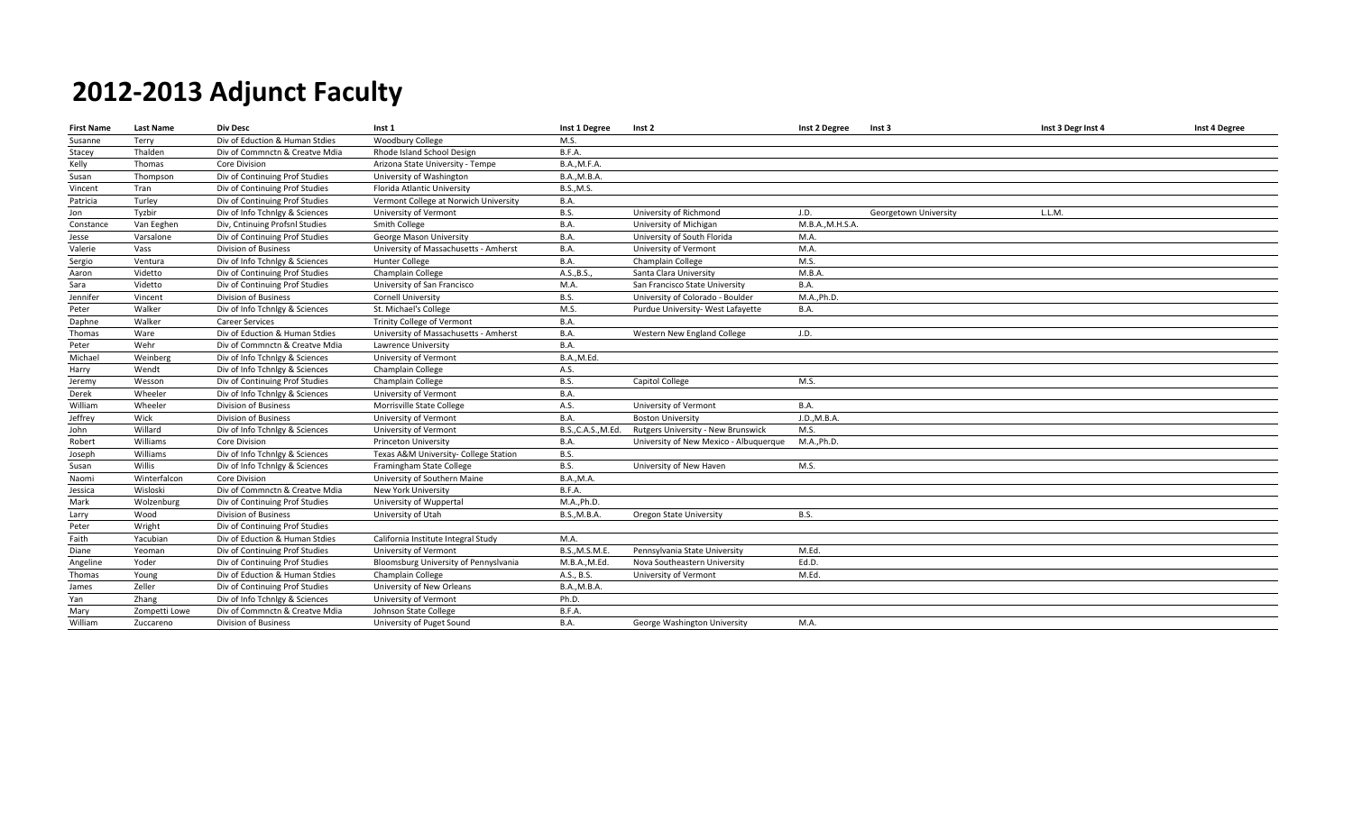# 2012-2013 Adjunct Faculty

| First Name | Last Name | Div Desc | Inst 1 | Inst 1 Degree | Inst 2 | Inst 2 Degree | Inst 3 | Inst 3 Degr | Inst 4 | Inst 4 Degree |
|---|---|---|---|---|---|---|---|---|---|---|
| Susanne | Terry | Div of Eduction & Human Stdies | Woodbury College | M.S. | | | | | | |
| Stacey | Thalden | Div of Commnctn & Creatve Mdia | Rhode Island School Design | B.F.A. | | | | | | |
| Kelly | Thomas | Core Division | Arizona State University - Tempe | B.A.,M.F.A. | | | | | | |
| Susan | Thompson | Div of Continuing Prof Studies | University of Washington | B.A.,M.B.A. | | | | | | |
| Vincent | Tran | Div of Continuing Prof Studies | Florida Atlantic University | B.S.,M.S. | | | | | | |
| Patricia | Turley | Div of Continuing Prof Studies | Vermont College at Norwich University | B.A. | | | | | | |
| Jon | Tyzbir | Div of Info Tchnlgy & Sciences | University of Vermont | B.S. | University of Richmond | J.D. | Georgetown University | L.L.M. | | |
| Constance | Van Eeghen | Div, Cntinuing Profsnl Studies | Smith College | B.A. | University of Michigan | M.B.A.,M.H.S.A. | | | | |
| Jesse | Varsalone | Div of Continuing Prof Studies | George Mason University | B.A. | University of South Florida | M.A. | | | | |
| Valerie | Vass | Division of Business | University of Massachusetts - Amherst | B.A. | University of Vermont | M.A. | | | | |
| Sergio | Ventura | Div of Info Tchnlgy & Sciences | Hunter College | B.A. | Champlain College | M.S. | | | | |
| Aaron | Videtto | Div of Continuing Prof Studies | Champlain College | A.S.,B.S., | Santa Clara University | M.B.A. | | | | |
| Sara | Videtto | Div of Continuing Prof Studies | University of San Francisco | M.A. | San Francisco State University | B.A. | | | | |
| Jennifer | Vincent | Division of Business | Cornell University | B.S. | University of Colorado - Boulder | M.A.,Ph.D. | | | | |
| Peter | Walker | Div of Info Tchnlgy & Sciences | St. Michael's College | M.S. | Purdue University- West Lafayette | B.A. | | | | |
| Daphne | Walker | Career Services | Trinity College of Vermont | B.A. | | | | | | |
| Thomas | Ware | Div of Eduction & Human Stdies | University of Massachusetts - Amherst | B.A. | Western New England College | J.D. | | | | |
| Peter | Wehr | Div of Commnctn & Creatve Mdia | Lawrence University | B.A. | | | | | | |
| Michael | Weinberg | Div of Info Tchnlgy & Sciences | University of Vermont | B.A.,M.Ed. | | | | | | |
| Harry | Wendt | Div of Info Tchnlgy & Sciences | Champlain College | A.S. | | | | | | |
| Jeremy | Wesson | Div of Continuing Prof Studies | Champlain College | B.S. | Capitol College | M.S. | | | | |
| Derek | Wheeler | Div of Info Tchnlgy & Sciences | University of Vermont | B.A. | | | | | | |
| William | Wheeler | Division of Business | Morrisville State College | A.S. | University of Vermont | B.A. | | | | |
| Jeffrey | Wick | Division of Business | University of Vermont | B.A. | Boston University | J.D.,M.B.A. | | | | |
| John | Willard | Div of Info Tchnlgy & Sciences | University of Vermont | B.S.,C.A.S.,M.Ed. | Rutgers University - New Brunswick | M.S. | | | | |
| Robert | Williams | Core Division | Princeton University | B.A. | University of New Mexico - Albuquerque | M.A.,Ph.D. | | | | |
| Joseph | Williams | Div of Info Tchnlgy & Sciences | Texas A&M University- College Station | B.S. | | | | | | |
| Susan | Willis | Div of Info Tchnlgy & Sciences | Framingham State College | B.S. | University of New Haven | M.S. | | | | |
| Naomi | Winterfalcon | Core Division | University of Southern Maine | B.A.,M.A. | | | | | | |
| Jessica | Wisloski | Div of Commnctn & Creatve Mdia | New York University | B.F.A. | | | | | | |
| Mark | Wolzenburg | Div of Continuing Prof Studies | University of Wuppertal | M.A.,Ph.D. | | | | | | |
| Larry | Wood | Division of Business | University of Utah | B.S.,M.B.A. | Oregon State University | B.S. | | | | |
| Peter | Wright | Div of Continuing Prof Studies | | | | | | | | |
| Faith | Yacubian | Div of Eduction & Human Stdies | California Institute Integral Study | M.A. | | | | | | |
| Diane | Yeoman | Div of Continuing Prof Studies | University of Vermont | B.S.,M.S.M.E. | Pennsylvania State University | M.Ed. | | | | |
| Angeline | Yoder | Div of Continuing Prof Studies | Bloomsburg University of Pennsylvania | M.B.A.,M.Ed. | Nova Southeastern University | Ed.D. | | | | |
| Thomas | Young | Div of Eduction & Human Stdies | Champlain College | A.S., B.S. | University of Vermont | M.Ed. | | | | |
| James | Zeller | Div of Continuing Prof Studies | University of New Orleans | B.A.,M.B.A. | | | | | | |
| Yan | Zhang | Div of Info Tchnlgy & Sciences | University of Vermont | Ph.D. | | | | | | |
| Mary | Zompetti Lowe | Div of Commnctn & Creatve Mdia | Johnson State College | B.F.A. | | | | | | |
| William | Zuccareno | Division of Business | University of Puget Sound | B.A. | George Washington University | M.A. | | | | |